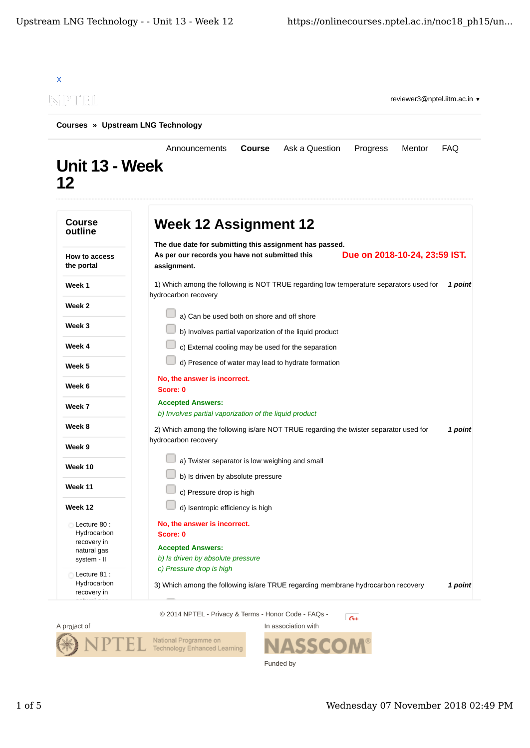X

reviewer3@nptel.iitm.ac.in ▾

Courses » Upstream LNG Technology

Announcements **Course** Ask a Question Progress Mentor FAQ

# Unit 13 - Week 12

**Course outline**

**How to access the portal**

**Week 1**

**Week 2**

**Week 3**

**Week 4**

**Week 5**

**Week 6**

**Week 7**

**Week 8**

**Week 9**

**Week 10**

**Week 11**

**Week 12**

- Lecture 80 : Hydrocarbon recovery in natural gas system - II
- Lecture 81 : Hydrocarbon recovery in

## Week 12 Assignment 12

**The due date for submitting this assignment has passed.**

**As per our records you have not submitted this assignment.**

**Due on 2018-10-24, 23:59 IST.**

1) Which among the following is NOT TRUE regarding low temperature separators used for hydrocarbon recovery *1 point*

- a) Can be used both on shore and off shore
- b) Involves partial vaporization of the liquid product
- c) External cooling may be used for the separation
- d) Presence of water may lead to hydrate formation

**No, the answer is incorrect.**
**Score: 0**

**Accepted Answers:**
*b) Involves partial vaporization of the liquid product*

2) Which among the following is/are NOT TRUE regarding the twister separator used for hydrocarbon recovery *1 point*

- a) Twister separator is low weighing and small
- b) Is driven by absolute pressure
- c) Pressure drop is high
- d) Isentropic efficiency is high

**No, the answer is incorrect.**
**Score: 0**

**Accepted Answers:**
*b) Is driven by absolute pressure*
*c) Pressure drop is high*

3) Which among the following is/are TRUE regarding membrane hydrocarbon recovery *1 point*

© 2014 NPTEL - Privacy & Terms - Honor Code - FAQs -

A project of

NPTEL National Programme on Technology Enhanced Learning

In association with

NASSCOM

Funded by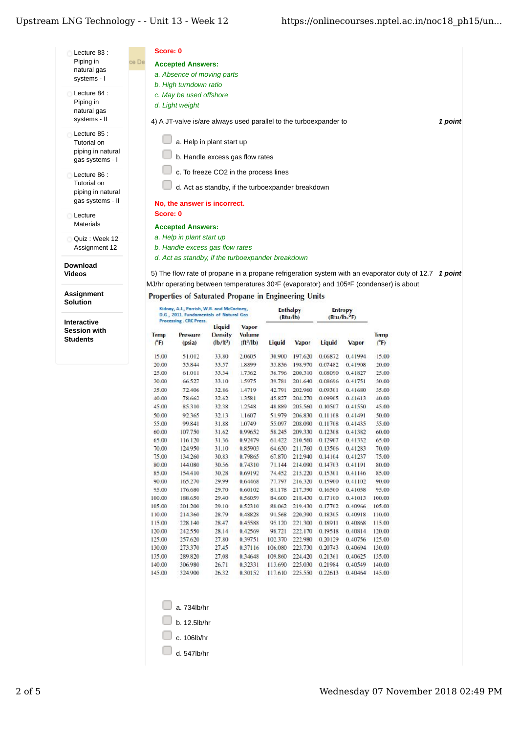- Lecture 83 : Piping in natural gas systems - I
- Lecture 84 : Piping in natural gas systems - II
- Lecture 85 : Tutorial on piping in natural gas systems - I
- Lecture 86 : Tutorial on piping in natural gas systems - II
- Lecture Materials
- Quiz : Week 12 Assignment 12

**Download Videos**

**Assignment Solution**

**Interactive Session with Students**

Score: 0

**Accepted Answers:**

*a. Absence of moving parts*

*b. High turndown ratio*

*c. May be used offshore*

*d. Light weight*

4) A JT-valve is/are always used parallel to the turboexpander to *1 point*

- a. Help in plant start up
- b. Handle excess gas flow rates
- c. To freeze CO2 in the process lines
- d. Act as standby, if the turboexpander breakdown

**No, the answer is incorrect.**

Score: 0

**Accepted Answers:**

*a. Help in plant start up*

*b. Handle excess gas flow rates*

*d. Act as standby, if the turboexpander breakdown*

5) The flow rate of propane in a propane refrigeration system with an evaporator duty of 12.7 MJ/hr operating between temperatures 30°F (evaporator) and 105°F (condenser) is about *1 point*

**Properties of Saturated Propane in Engineering Units**

Kidnay, A.J., Parrish, W.R. and McCartney, D.G., 2011. Fundamentals of Natural Gas Processing. CRC Press.

| Temp (°F) | Pressure (psia) | Liquid Density (lb/ft³) | Vapor Volume (ft³/lb) | Enthalpy (Btu/lb) Liquid | Enthalpy (Btu/lb) Vapor | Entropy (Btu/lb-°F) Liquid | Entropy (Btu/lb-°F) Vapor | Temp (°F) |
|---|---|---|---|---|---|---|---|---|
| 15.00 | 51.012 | 33.80 | 2.0605 | 30.900 | 197.620 | 0.06872 | 0.41994 | 15.00 |
| 20.00 | 55.844 | 33.57 | 1.8899 | 33.836 | 198.970 | 0.07482 | 0.41908 | 20.00 |
| 25.00 | 61.011 | 33.34 | 1.7362 | 36.796 | 200.310 | 0.08090 | 0.41827 | 25.00 |
| 30.00 | 66.527 | 33.10 | 1.5975 | 39.781 | 201.640 | 0.08696 | 0.41751 | 30.00 |
| 35.00 | 72.406 | 32.86 | 1.4719 | 42.791 | 202.960 | 0.09301 | 0.41680 | 35.00 |
| 40.00 | 78.662 | 32.62 | 1.3581 | 45.827 | 204.270 | 0.09905 | 0.41613 | 40.00 |
| 45.00 | 85.310 | 32.38 | 1.2548 | 48.889 | 205.560 | 0.10507 | 0.41550 | 45.00 |
| 50.00 | 92.365 | 32.13 | 1.1607 | 51.979 | 206.830 | 0.11108 | 0.41491 | 50.00 |
| 55.00 | 99.841 | 31.88 | 1.0749 | 55.097 | 208.090 | 0.11708 | 0.41435 | 55.00 |
| 60.00 | 107.750 | 31.62 | 0.99652 | 58.245 | 209.330 | 0.12308 | 0.41382 | 60.00 |
| 65.00 | 116.120 | 31.36 | 0.92479 | 61.422 | 210.560 | 0.12907 | 0.41332 | 65.00 |
| 70.00 | 124.950 | 31.10 | 0.85903 | 64.630 | 211.760 | 0.13506 | 0.41283 | 70.00 |
| 75.00 | 134.260 | 30.83 | 0.79865 | 67.870 | 212.940 | 0.14104 | 0.41237 | 75.00 |
| 80.00 | 144.080 | 30.56 | 0.74310 | 71.144 | 214.090 | 0.14703 | 0.41191 | 80.00 |
| 85.00 | 154.410 | 30.28 | 0.69192 | 74.452 | 215.220 | 0.15301 | 0.41146 | 85.00 |
| 90.00 | 165.270 | 29.99 | 0.64468 | 77.797 | 216.320 | 0.15900 | 0.41102 | 90.00 |
| 95.00 | 176.680 | 29.70 | 0.60102 | 81.178 | 217.390 | 0.16500 | 0.41058 | 95.00 |
| 100.00 | 188.650 | 29.40 | 0.56059 | 84.600 | 218.430 | 0.17100 | 0.41013 | 100.00 |
| 105.00 | 201.200 | 29.10 | 0.52310 | 88.062 | 219.430 | 0.17702 | 0.40966 | 105.00 |
| 110.00 | 214.360 | 28.79 | 0.48828 | 91.568 | 220.390 | 0.18305 | 0.40918 | 110.00 |
| 115.00 | 228.140 | 28.47 | 0.45588 | 95.120 | 221.300 | 0.18911 | 0.40868 | 115.00 |
| 120.00 | 242.550 | 28.14 | 0.42569 | 98.721 | 222.170 | 0.19518 | 0.40814 | 120.00 |
| 125.00 | 257.620 | 27.80 | 0.39751 | 102.370 | 222.980 | 0.20129 | 0.40756 | 125.00 |
| 130.00 | 273.370 | 27.45 | 0.37116 | 106.080 | 223.730 | 0.20743 | 0.40694 | 130.00 |
| 135.00 | 289.820 | 27.08 | 0.34648 | 109.860 | 224.420 | 0.21361 | 0.40625 | 135.00 |
| 140.00 | 306.980 | 26.71 | 0.32331 | 113.690 | 225.030 | 0.21984 | 0.40549 | 140.00 |
| 145.00 | 324.900 | 26.32 | 0.30152 | 117.610 | 225.550 | 0.22613 | 0.40464 | 145.00 |

- a. 734lb/hr
- b. 12.5lb/hr
- c. 106lb/hr
- d. 547lb/hr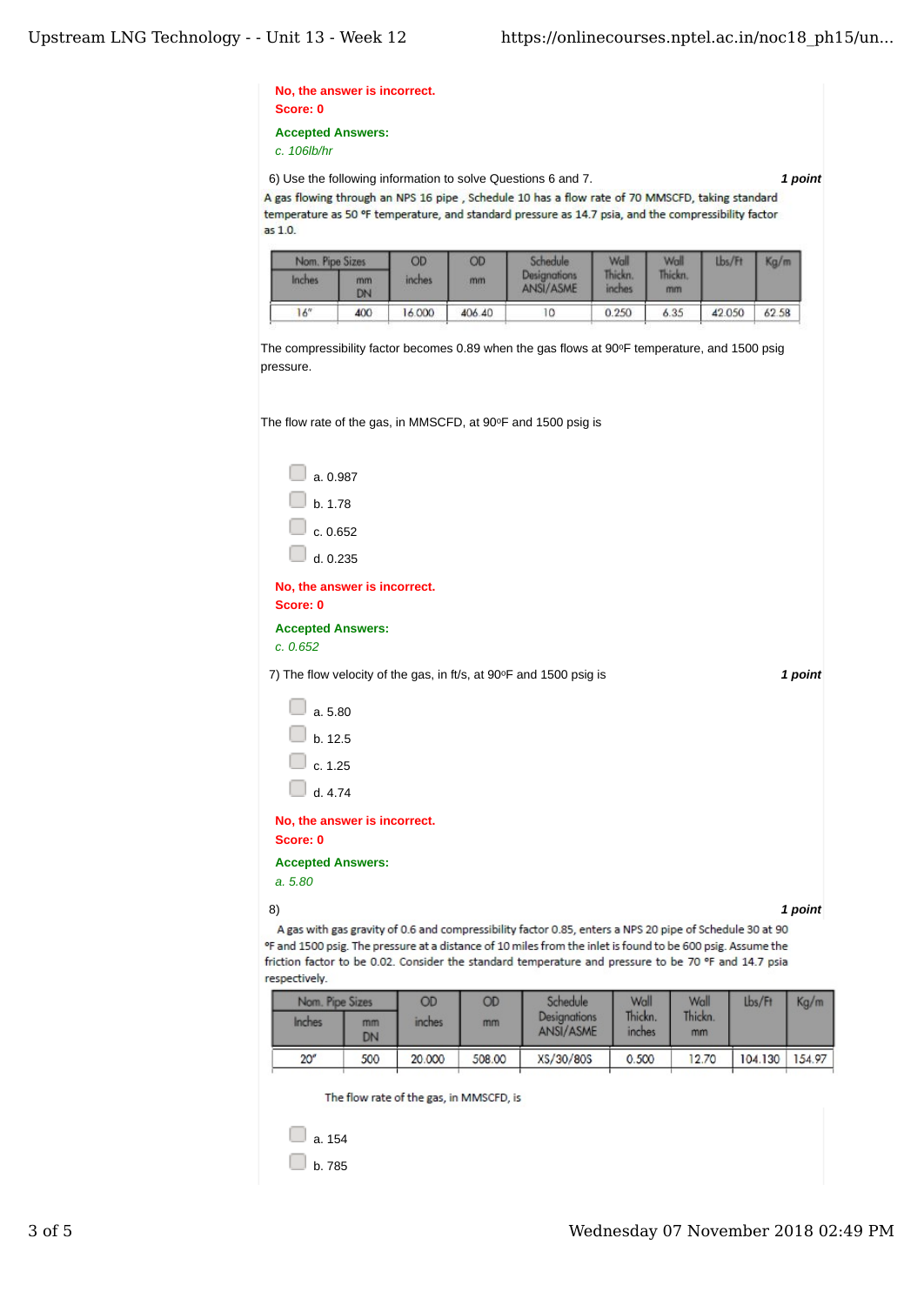No, the answer is incorrect.
Score: 0

Accepted Answers:
*c. 106lb/hr*

6) Use the following information to solve Questions 6 and 7. **1 point**

A gas flowing through an NPS 16 pipe , Schedule 10 has a flow rate of 70 MMSCFD, taking standard temperature as 50 °F temperature, and standard pressure as 14.7 psia, and the compressibility factor as 1.0.

| Nom. Pipe Sizes | | OD | OD | Schedule Designations ANSI/ASME | Wall Thickn. inches | Wall Thickn. mm | Lbs/Ft | Kg/m |
|---|---|---|---|---|---|---|---|---|
| Inches | mm DN | inches | mm | | | | | |
| 16" | 400 | 16.000 | 406.40 | 10 | 0.250 | 6.35 | 42.050 | 62.58 |

The compressibility factor becomes 0.89 when the gas flows at 90°F temperature, and 1500 psig pressure.

The flow rate of the gas, in MMSCFD, at 90°F and 1500 psig is

- a. 0.987
- b. 1.78
- c. 0.652
- d. 0.235

No, the answer is incorrect.
Score: 0

Accepted Answers:
*c. 0.652*

7) The flow velocity of the gas, in ft/s, at 90°F and 1500 psig is **1 point**

- a. 5.80
- b. 12.5
- c. 1.25
- d. 4.74

No, the answer is incorrect.
Score: 0

Accepted Answers:
*a. 5.80*

8) **1 point**

A gas with gas gravity of 0.6 and compressibility factor 0.85, enters a NPS 20 pipe of Schedule 30 at 90 °F and 1500 psig. The pressure at a distance of 10 miles from the inlet is found to be 600 psig. Assume the friction factor to be 0.02. Consider the standard temperature and pressure to be 70 °F and 14.7 psia respectively.

| Nom. Pipe Sizes | | OD | OD | Schedule Designations ANSI/ASME | Wall Thickn. inches | Wall Thickn. mm | Lbs/Ft | Kg/m |
|---|---|---|---|---|---|---|---|---|
| Inches | mm DN | inches | mm | | | | | |
| 20" | 500 | 20.000 | 508.00 | XS/30/80S | 0.500 | 12.70 | 104.130 | 154.97 |

The flow rate of the gas, in MMSCFD, is

- a. 154
- b. 785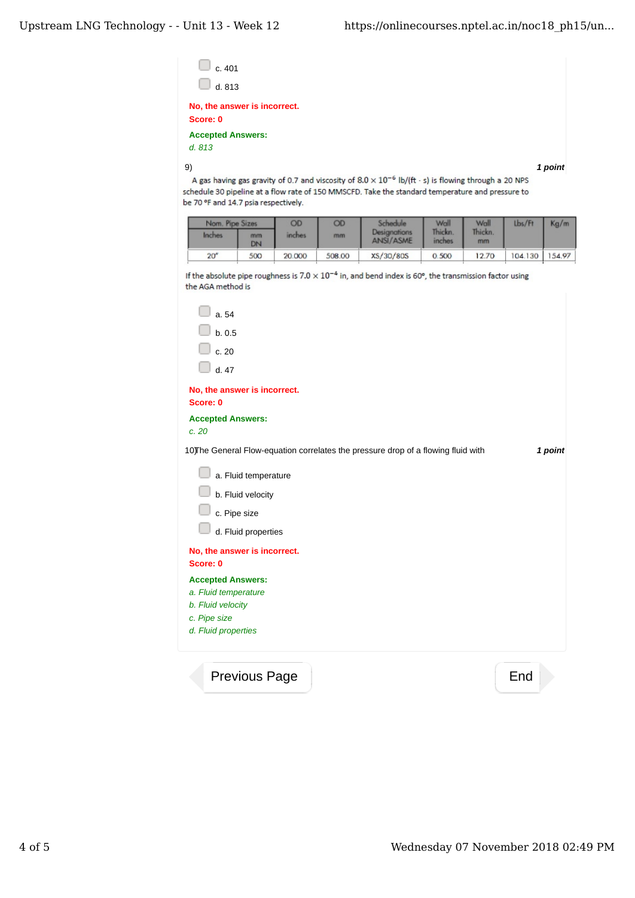- c. 401
- d. 813

**No, the answer is incorrect.**
**Score: 0**

**Accepted Answers:**
*d. 813*

9) **1 point**

A gas having gas gravity of 0.7 and viscosity of $8.0 \times 10^{-6}$ lb/(ft · s) is flowing through a 20 NPS schedule 30 pipeline at a flow rate of 150 MMSCFD. Take the standard temperature and pressure to be 70 °F and 14.7 psia respectively.

| Nom. Pipe Sizes | | OD | OD | Schedule Designations ANSI/ASME | Wall Thickn. | Wall Thickn. | Lbs/Ft | Kg/m |
|---|---|---|---|---|---|---|---|---|
| Inches | mm DN | inches | mm | | inches | mm | | |
| 20" | 500 | 20.000 | 508.00 | XS/30/80S | 0.500 | 12.70 | 104.130 | 154.97 |

If the absolute pipe roughness is $7.0 \times 10^{-4}$ in, and bend index is 60°, the transmission factor using the AGA method is

- a. 54
- b. 0.5
- c. 20
- d. 47

**No, the answer is incorrect.**
**Score: 0**

**Accepted Answers:**
*c. 20*

10) The General Flow-equation correlates the pressure drop of a flowing fluid with **1 point**

- a. Fluid temperature
- b. Fluid velocity
- c. Pipe size
- d. Fluid properties

**No, the answer is incorrect.**
**Score: 0**

**Accepted Answers:**
*a. Fluid temperature*
*b. Fluid velocity*
*c. Pipe size*
*d. Fluid properties*

Previous Page

End